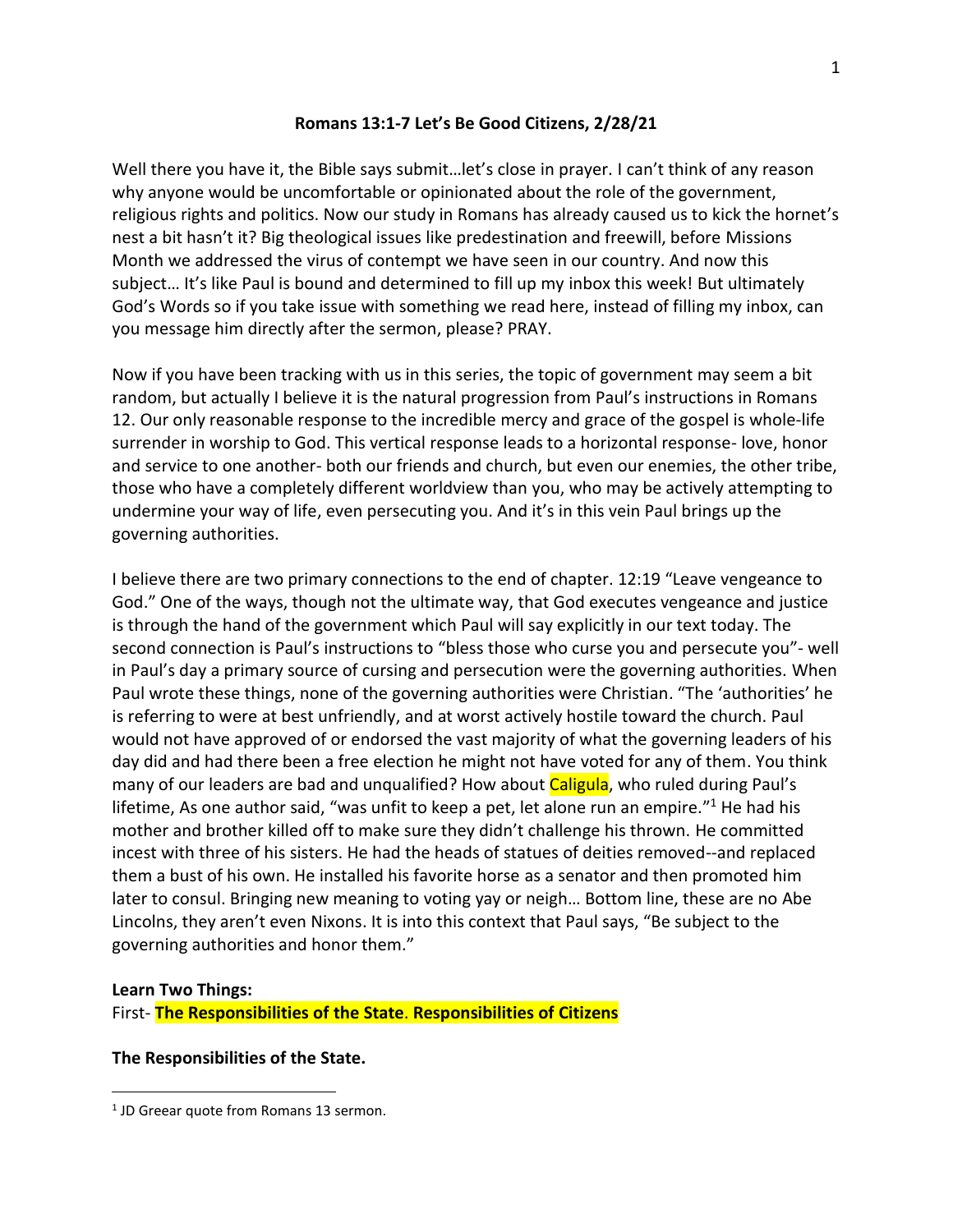**Romans 13:1-7 Let's Be Good Citizens, 2/28/21**

Well there you have it, the Bible says submit…let's close in prayer. I can't think of any reason why anyone would be uncomfortable or opinionated about the role of the government, religious rights and politics. Now our study in Romans has already caused us to kick the hornet's nest a bit hasn't it? Big theological issues like predestination and freewill, before Missions Month we addressed the virus of contempt we have seen in our country. And now this subject… It's like Paul is bound and determined to fill up my inbox this week! But ultimately God's Words so if you take issue with something we read here, instead of filling my inbox, can you message him directly after the sermon, please? PRAY.

Now if you have been tracking with us in this series, the topic of government may seem a bit random, but actually I believe it is the natural progression from Paul's instructions in Romans 12. Our only reasonable response to the incredible mercy and grace of the gospel is whole-life surrender in worship to God. This vertical response leads to a horizontal response- love, honor and service to one another- both our friends and church, but even our enemies, the other tribe, those who have a completely different worldview than you, who may be actively attempting to undermine your way of life, even persecuting you. And it's in this vein Paul brings up the governing authorities.

I believe there are two primary connections to the end of chapter. 12:19 "Leave vengeance to God." One of the ways, though not the ultimate way, that God executes vengeance and justice is through the hand of the government which Paul will say explicitly in our text today. The second connection is Paul's instructions to "bless those who curse you and persecute you"- well in Paul's day a primary source of cursing and persecution were the governing authorities. When Paul wrote these things, none of the governing authorities were Christian. "The 'authorities' he is referring to were at best unfriendly, and at worst actively hostile toward the church. Paul would not have approved of or endorsed the vast majority of what the governing leaders of his day did and had there been a free election he might not have voted for any of them. You think many of our leaders are bad and unqualified? How about Caligula, who ruled during Paul's lifetime, As one author said, "was unfit to keep a pet, let alone run an empire."[1] He had his mother and brother killed off to make sure they didn't challenge his thrown. He committed incest with three of his sisters. He had the heads of statues of deities removed--and replaced them a bust of his own. He installed his favorite horse as a senator and then promoted him later to consul. Bringing new meaning to voting yay or neigh… Bottom line, these are no Abe Lincolns, they aren't even Nixons. It is into this context that Paul says, "Be subject to the governing authorities and honor them."

**Learn Two Things:**

First- **The Responsibilities of the State**. **Responsibilities of Citizens**

**The Responsibilities of the State.**

---

[1] JD Greear quote from Romans 13 sermon.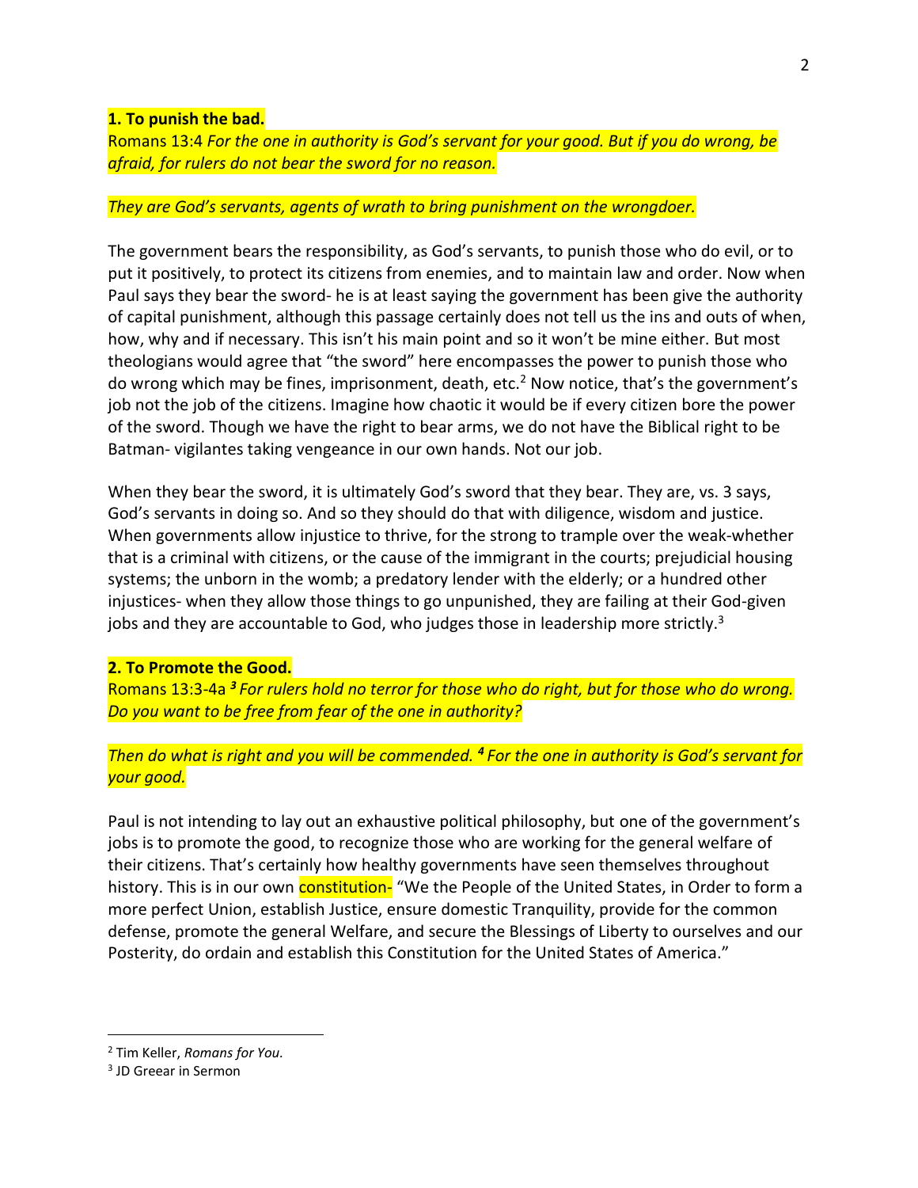**1. To punish the bad.**

Romans 13:4 *For the one in authority is God's servant for your good. But if you do wrong, be afraid, for rulers do not bear the sword for no reason.*

*They are God's servants, agents of wrath to bring punishment on the wrongdoer.*

The government bears the responsibility, as God's servants, to punish those who do evil, or to put it positively, to protect its citizens from enemies, and to maintain law and order. Now when Paul says they bear the sword- he is at least saying the government has been give the authority of capital punishment, although this passage certainly does not tell us the ins and outs of when, how, why and if necessary. This isn't his main point and so it won't be mine either. But most theologians would agree that "the sword" here encompasses the power to punish those who do wrong which may be fines, imprisonment, death, etc.[2] Now notice, that's the government's job not the job of the citizens. Imagine how chaotic it would be if every citizen bore the power of the sword. Though we have the right to bear arms, we do not have the Biblical right to be Batman- vigilantes taking vengeance in our own hands. Not our job.

When they bear the sword, it is ultimately God's sword that they bear. They are, vs. 3 says, God's servants in doing so. And so they should do that with diligence, wisdom and justice. When governments allow injustice to thrive, for the strong to trample over the weak-whether that is a criminal with citizens, or the cause of the immigrant in the courts; prejudicial housing systems; the unborn in the womb; a predatory lender with the elderly; or a hundred other injustices- when they allow those things to go unpunished, they are failing at their God-given jobs and they are accountable to God, who judges those in leadership more strictly.[3]

**2. To Promote the Good.**

Romans 13:3-4a ***3*** *For rulers hold no terror for those who do right, but for those who do wrong. Do you want to be free from fear of the one in authority?*

*Then do what is right and you will be commended.* ***4*** *For the one in authority is God's servant for your good.*

Paul is not intending to lay out an exhaustive political philosophy, but one of the government's jobs is to promote the good, to recognize those who are working for the general welfare of their citizens. That's certainly how healthy governments have seen themselves throughout history. This is in our own constitution- "We the People of the United States, in Order to form a more perfect Union, establish Justice, ensure domestic Tranquility, provide for the common defense, promote the general Welfare, and secure the Blessings of Liberty to ourselves and our Posterity, do ordain and establish this Constitution for the United States of America."

---

[2] Tim Keller, *Romans for You.*

[3] JD Greear in Sermon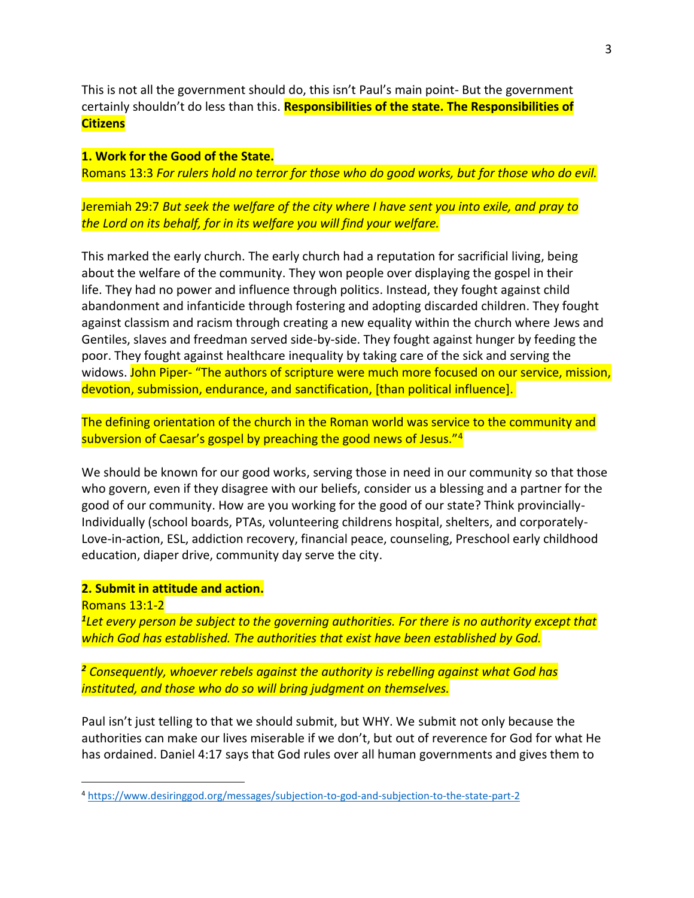This is not all the government should do, this isn't Paul's main point- But the government certainly shouldn't do less than this. **Responsibilities of the state. The Responsibilities of Citizens**

**1. Work for the Good of the State.**

Romans 13:3 *For rulers hold no terror for those who do good works, but for those who do evil.*

Jeremiah 29:7 *But seek the welfare of the city where I have sent you into exile, and pray to the Lord on its behalf, for in its welfare you will find your welfare.*

This marked the early church. The early church had a reputation for sacrificial living, being about the welfare of the community. They won people over displaying the gospel in their life. They had no power and influence through politics. Instead, they fought against child abandonment and infanticide through fostering and adopting discarded children. They fought against classism and racism through creating a new equality within the church where Jews and Gentiles, slaves and freedman served side-by-side. They fought against hunger by feeding the poor. They fought against healthcare inequality by taking care of the sick and serving the widows. John Piper- "The authors of scripture were much more focused on our service, mission, devotion, submission, endurance, and sanctification, [than political influence].

The defining orientation of the church in the Roman world was service to the community and subversion of Caesar's gospel by preaching the good news of Jesus."[4]

We should be known for our good works, serving those in need in our community so that those who govern, even if they disagree with our beliefs, consider us a blessing and a partner for the good of our community. How are you working for the good of our state? Think provincially- Individually (school boards, PTAs, volunteering childrens hospital, shelters, and corporately- Love-in-action, ESL, addiction recovery, financial peace, counseling, Preschool early childhood education, diaper drive, community day serve the city.

**2. Submit in attitude and action.**

Romans 13:1-2

[1]*Let every person be subject to the governing authorities. For there is no authority except that which God has established. The authorities that exist have been established by God.*

[2] *Consequently, whoever rebels against the authority is rebelling against what God has instituted, and those who do so will bring judgment on themselves.*

Paul isn't just telling to that we should submit, but WHY. We submit not only because the authorities can make our lives miserable if we don't, but out of reverence for God for what He has ordained. Daniel 4:17 says that God rules over all human governments and gives them to

---

[4] https://www.desiringgod.org/messages/subjection-to-god-and-subjection-to-the-state-part-2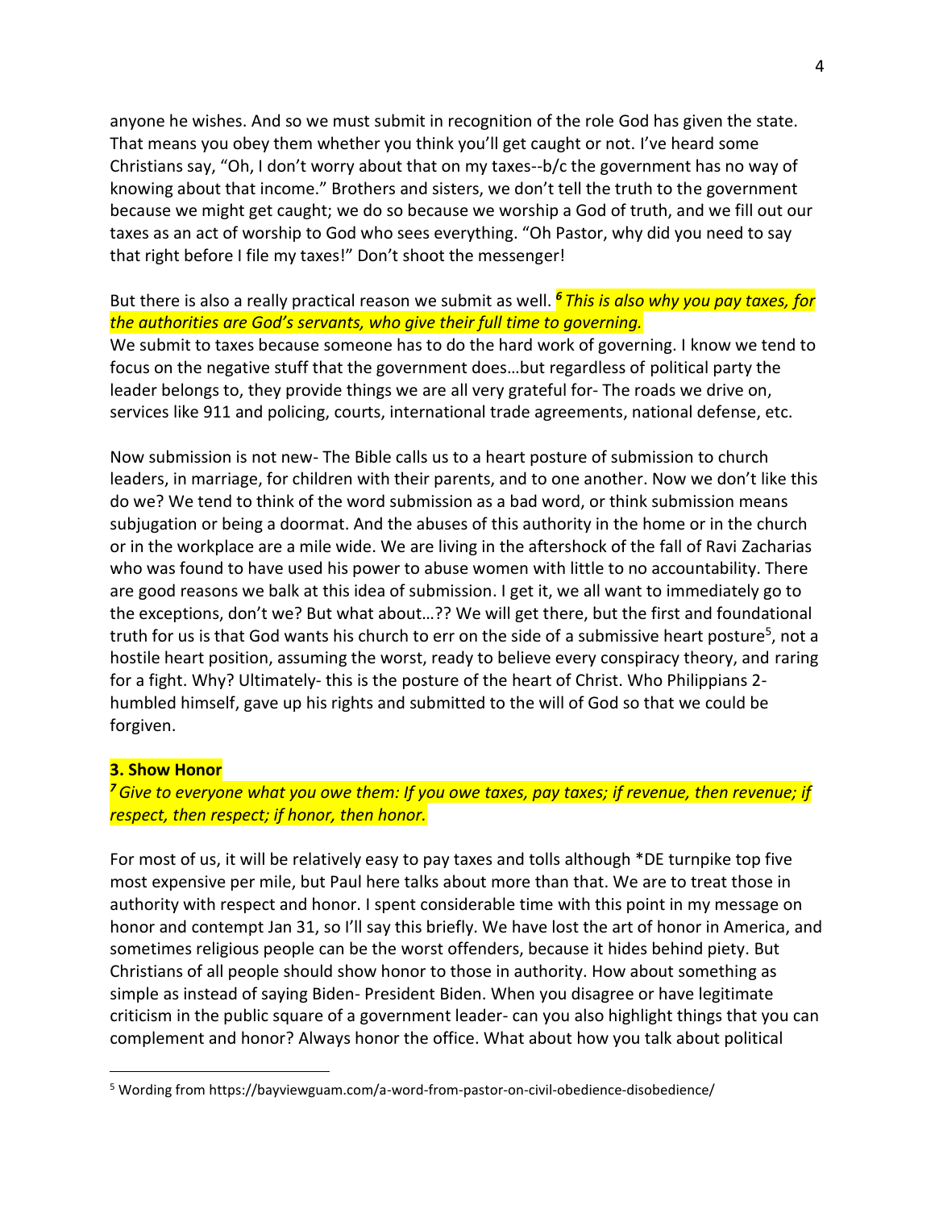anyone he wishes. And so we must submit in recognition of the role God has given the state. That means you obey them whether you think you'll get caught or not. I've heard some Christians say, "Oh, I don't worry about that on my taxes--b/c the government has no way of knowing about that income." Brothers and sisters, we don't tell the truth to the government because we might get caught; we do so because we worship a God of truth, and we fill out our taxes as an act of worship to God who sees everything. "Oh Pastor, why did you need to say that right before I file my taxes!" Don't shoot the messenger!

But there is also a really practical reason we submit as well. ***6** This is also why you pay taxes, for the authorities are God's servants, who give their full time to governing.*

We submit to taxes because someone has to do the hard work of governing. I know we tend to focus on the negative stuff that the government does…but regardless of political party the leader belongs to, they provide things we are all very grateful for- The roads we drive on, services like 911 and policing, courts, international trade agreements, national defense, etc.

Now submission is not new- The Bible calls us to a heart posture of submission to church leaders, in marriage, for children with their parents, and to one another. Now we don't like this do we? We tend to think of the word submission as a bad word, or think submission means subjugation or being a doormat. And the abuses of this authority in the home or in the church or in the workplace are a mile wide. We are living in the aftershock of the fall of Ravi Zacharias who was found to have used his power to abuse women with little to no accountability. There are good reasons we balk at this idea of submission. I get it, we all want to immediately go to the exceptions, don't we? But what about…?? We will get there, but the first and foundational truth for us is that God wants his church to err on the side of a submissive heart posture[5], not a hostile heart position, assuming the worst, ready to believe every conspiracy theory, and raring for a fight. Why? Ultimately- this is the posture of the heart of Christ. Who Philippians 2- humbled himself, gave up his rights and submitted to the will of God so that we could be forgiven.

**3. Show Honor**

***7** Give to everyone what you owe them: If you owe taxes, pay taxes; if revenue, then revenue; if respect, then respect; if honor, then honor.*

For most of us, it will be relatively easy to pay taxes and tolls although *DE turnpike top five most expensive per mile, but Paul here talks about more than that. We are to treat those in authority with respect and honor. I spent considerable time with this point in my message on honor and contempt Jan 31, so I'll say this briefly. We have lost the art of honor in America, and sometimes religious people can be the worst offenders, because it hides behind piety. But Christians of all people should show honor to those in authority. How about something as simple as instead of saying Biden- President Biden. When you disagree or have legitimate criticism in the public square of a government leader- can you also highlight things that you can complement and honor? Always honor the office. What about how you talk about political

---

[5] Wording from https://bayviewguam.com/a-word-from-pastor-on-civil-obedience-disobedience/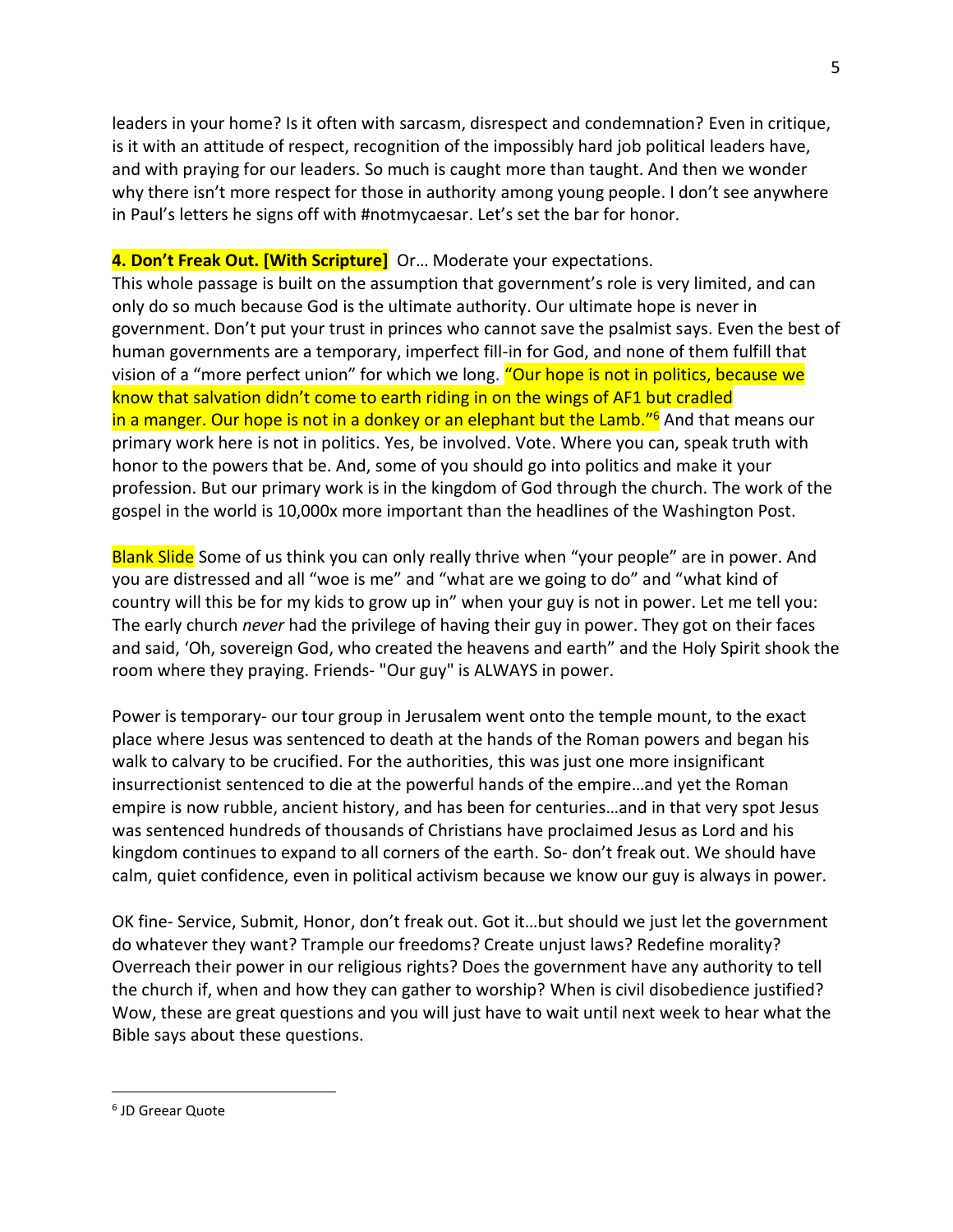leaders in your home? Is it often with sarcasm, disrespect and condemnation? Even in critique, is it with an attitude of respect, recognition of the impossibly hard job political leaders have, and with praying for our leaders. So much is caught more than taught. And then we wonder why there isn't more respect for those in authority among young people. I don't see anywhere in Paul's letters he signs off with #notmycaesar. Let's set the bar for honor.

**4. Don't Freak Out. [With Scripture]** Or… Moderate your expectations.
This whole passage is built on the assumption that government's role is very limited, and can only do so much because God is the ultimate authority. Our ultimate hope is never in government. Don't put your trust in princes who cannot save the psalmist says. Even the best of human governments are a temporary, imperfect fill-in for God, and none of them fulfill that vision of a "more perfect union" for which we long. "Our hope is not in politics, because we know that salvation didn't come to earth riding in on the wings of AF1 but cradled in a manger. Our hope is not in a donkey or an elephant but the Lamb."[6] And that means our primary work here is not in politics. Yes, be involved. Vote. Where you can, speak truth with honor to the powers that be. And, some of you should go into politics and make it your profession. But our primary work is in the kingdom of God through the church. The work of the gospel in the world is 10,000x more important than the headlines of the Washington Post.

Blank Slide Some of us think you can only really thrive when "your people" are in power. And you are distressed and all "woe is me" and "what are we going to do" and "what kind of country will this be for my kids to grow up in" when your guy is not in power. Let me tell you: The early church *never* had the privilege of having their guy in power. They got on their faces and said, 'Oh, sovereign God, who created the heavens and earth" and the Holy Spirit shook the room where they praying. Friends- "Our guy" is ALWAYS in power.

Power is temporary- our tour group in Jerusalem went onto the temple mount, to the exact place where Jesus was sentenced to death at the hands of the Roman powers and began his walk to calvary to be crucified. For the authorities, this was just one more insignificant insurrectionist sentenced to die at the powerful hands of the empire…and yet the Roman empire is now rubble, ancient history, and has been for centuries…and in that very spot Jesus was sentenced hundreds of thousands of Christians have proclaimed Jesus as Lord and his kingdom continues to expand to all corners of the earth. So- don't freak out. We should have calm, quiet confidence, even in political activism because we know our guy is always in power.

OK fine- Service, Submit, Honor, don't freak out. Got it…but should we just let the government do whatever they want? Trample our freedoms? Create unjust laws? Redefine morality? Overreach their power in our religious rights? Does the government have any authority to tell the church if, when and how they can gather to worship? When is civil disobedience justified? Wow, these are great questions and you will just have to wait until next week to hear what the Bible says about these questions.

---

[6] JD Greear Quote